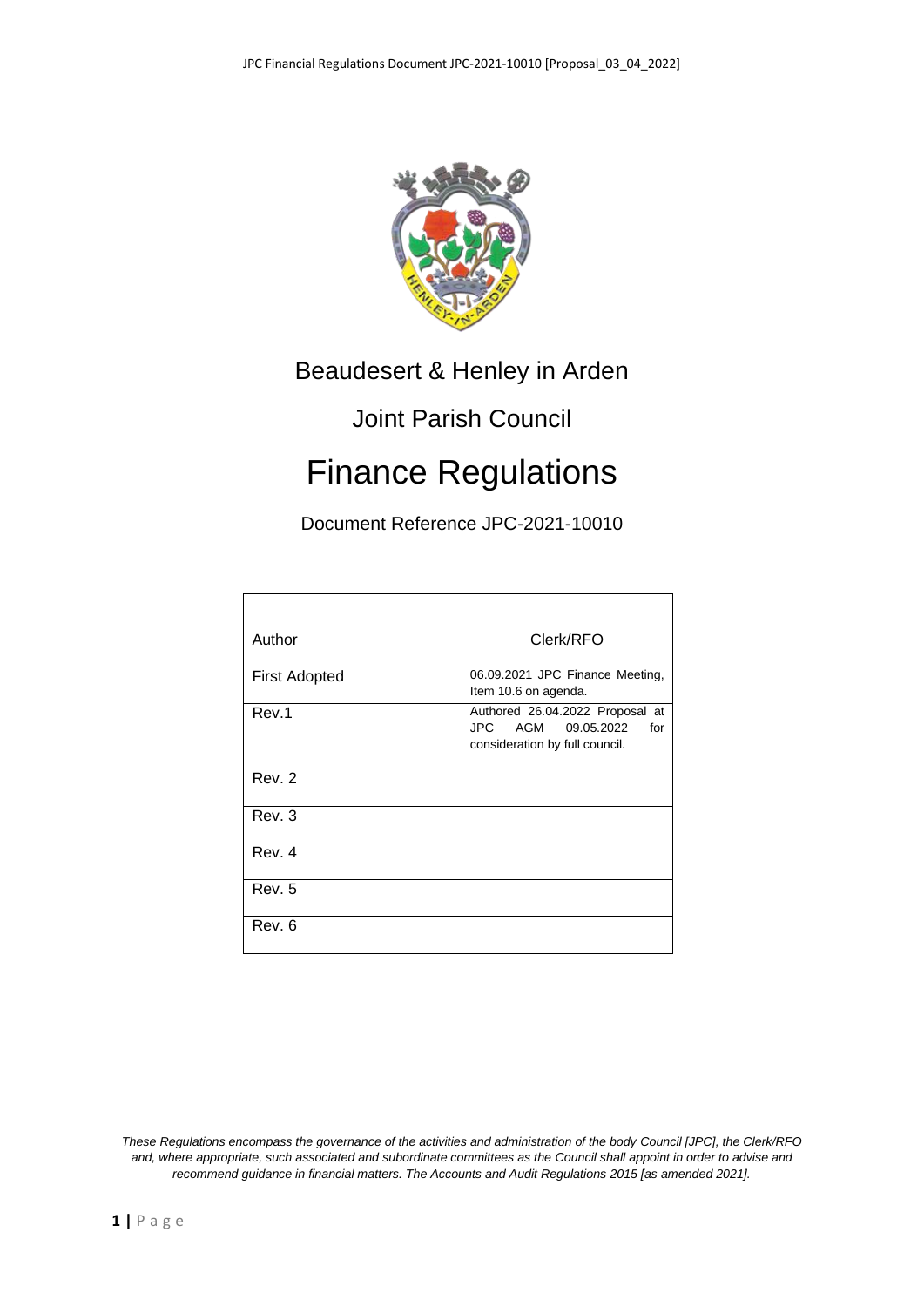# Beaudesert & Henley in Arden

# Joint Parish Council

# Finance Regulations

Document Reference JPC-2021-10010

| Author | Clerk/RFO |
|---|---|
| First Adopted | 06.09.2021 JPC Finance Meeting, Item 10.6 on agenda. |
| Rev.1 | Authored 26.04.2022 Proposal at JPC AGM 09.05.2022 for consideration by full council. |
| Rev. 2 | |
| Rev. 3 | |
| Rev. 4 | |
| Rev. 5 | |
| Rev. 6 | |

*These Regulations encompass the governance of the activities and administration of the body Council [JPC], the Clerk/RFO and, where appropriate, such associated and subordinate committees as the Council shall appoint in order to advise and recommend guidance in financial matters. The Accounts and Audit Regulations 2015 [as amended 2021].*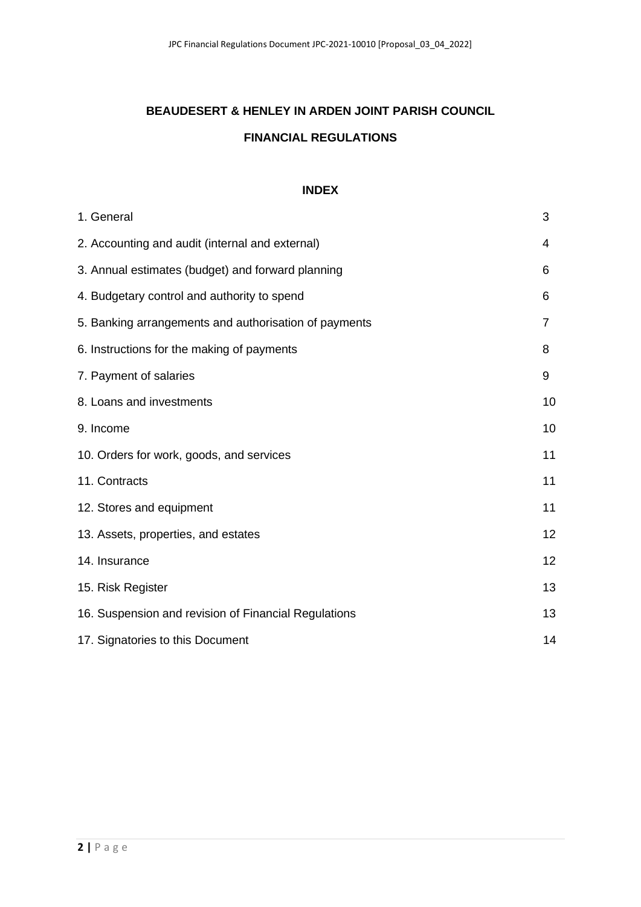# BEAUDESERT & HENLEY IN ARDEN JOINT PARISH COUNCIL

## FINANCIAL REGULATIONS

### INDEX

| | |
|---|---|
| 1. General | 3 |
| 2. Accounting and audit (internal and external) | 4 |
| 3. Annual estimates (budget) and forward planning | 6 |
| 4. Budgetary control and authority to spend | 6 |
| 5. Banking arrangements and authorisation of payments | 7 |
| 6. Instructions for the making of payments | 8 |
| 7. Payment of salaries | 9 |
| 8. Loans and investments | 10 |
| 9. Income | 10 |
| 10. Orders for work, goods, and services | 11 |
| 11. Contracts | 11 |
| 12. Stores and equipment | 11 |
| 13. Assets, properties, and estates | 12 |
| 14. Insurance | 12 |
| 15. Risk Register | 13 |
| 16. Suspension and revision of Financial Regulations | 13 |
| 17. Signatories to this Document | 14 |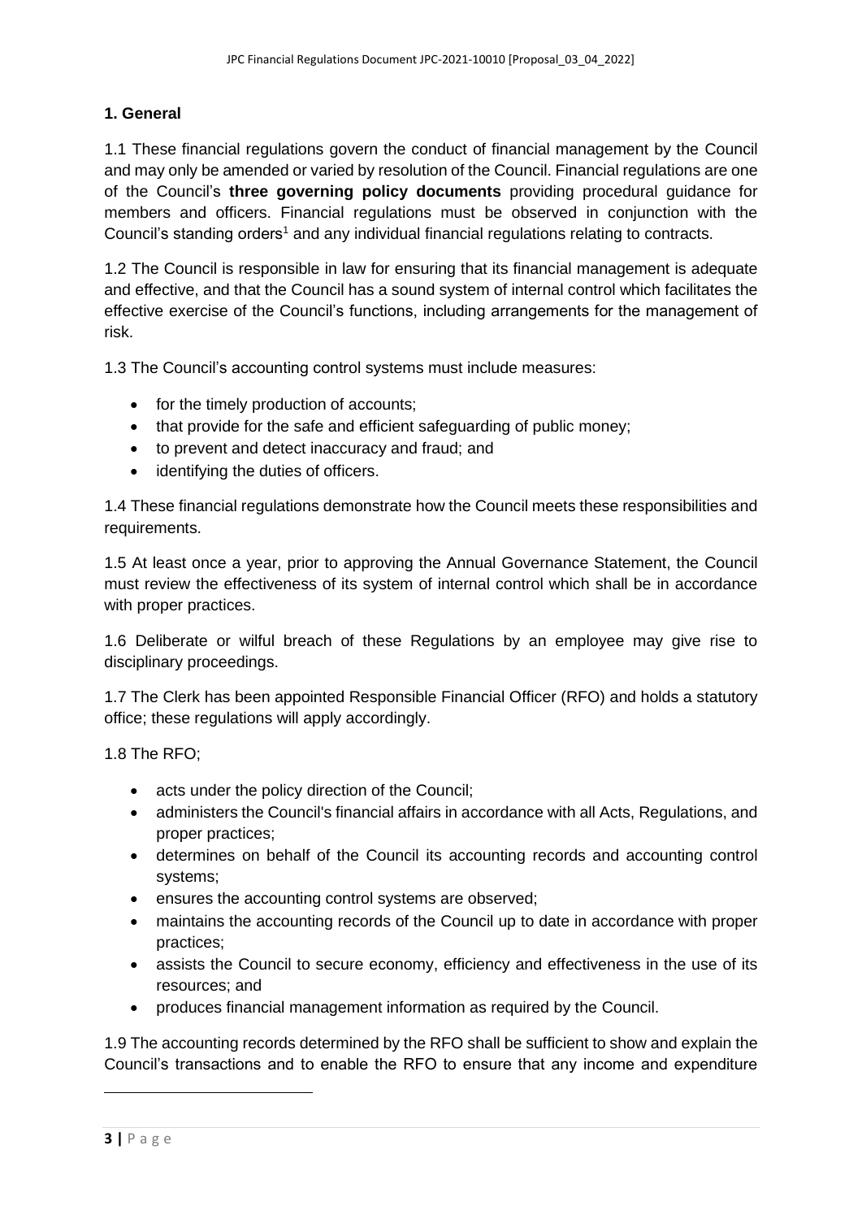## 1. General

1.1 These financial regulations govern the conduct of financial management by the Council and may only be amended or varied by resolution of the Council. Financial regulations are one of the Council's **three governing policy documents** providing procedural guidance for members and officers. Financial regulations must be observed in conjunction with the Council's standing orders[1] and any individual financial regulations relating to contracts.

1.2 The Council is responsible in law for ensuring that its financial management is adequate and effective, and that the Council has a sound system of internal control which facilitates the effective exercise of the Council's functions, including arrangements for the management of risk.

1.3 The Council's accounting control systems must include measures:

- for the timely production of accounts;
- that provide for the safe and efficient safeguarding of public money;
- to prevent and detect inaccuracy and fraud; and
- identifying the duties of officers.

1.4 These financial regulations demonstrate how the Council meets these responsibilities and requirements.

1.5 At least once a year, prior to approving the Annual Governance Statement, the Council must review the effectiveness of its system of internal control which shall be in accordance with proper practices.

1.6 Deliberate or wilful breach of these Regulations by an employee may give rise to disciplinary proceedings.

1.7 The Clerk has been appointed Responsible Financial Officer (RFO) and holds a statutory office; these regulations will apply accordingly.

1.8 The RFO;

- acts under the policy direction of the Council;
- administers the Council's financial affairs in accordance with all Acts, Regulations, and proper practices;
- determines on behalf of the Council its accounting records and accounting control systems;
- ensures the accounting control systems are observed;
- maintains the accounting records of the Council up to date in accordance with proper practices;
- assists the Council to secure economy, efficiency and effectiveness in the use of its resources; and
- produces financial management information as required by the Council.

1.9 The accounting records determined by the RFO shall be sufficient to show and explain the Council's transactions and to enable the RFO to ensure that any income and expenditure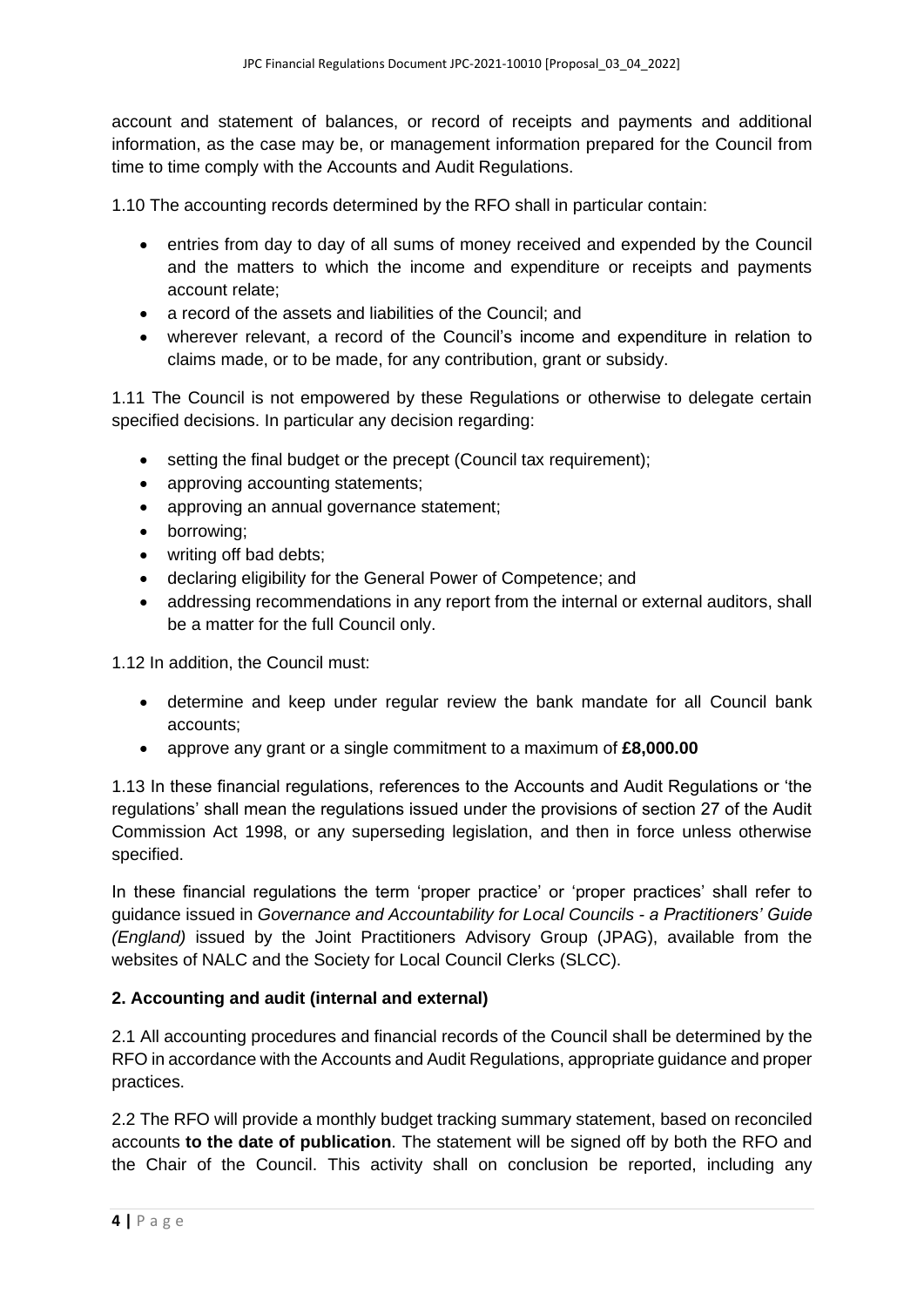account and statement of balances, or record of receipts and payments and additional information, as the case may be, or management information prepared for the Council from time to time comply with the Accounts and Audit Regulations.

1.10 The accounting records determined by the RFO shall in particular contain:

- entries from day to day of all sums of money received and expended by the Council and the matters to which the income and expenditure or receipts and payments account relate;
- a record of the assets and liabilities of the Council; and
- wherever relevant, a record of the Council's income and expenditure in relation to claims made, or to be made, for any contribution, grant or subsidy.

1.11 The Council is not empowered by these Regulations or otherwise to delegate certain specified decisions. In particular any decision regarding:

- setting the final budget or the precept (Council tax requirement);
- approving accounting statements;
- approving an annual governance statement;
- borrowing;
- writing off bad debts;
- declaring eligibility for the General Power of Competence; and
- addressing recommendations in any report from the internal or external auditors, shall be a matter for the full Council only.

1.12 In addition, the Council must:

- determine and keep under regular review the bank mandate for all Council bank accounts;
- approve any grant or a single commitment to a maximum of **£8,000.00**

1.13 In these financial regulations, references to the Accounts and Audit Regulations or 'the regulations' shall mean the regulations issued under the provisions of section 27 of the Audit Commission Act 1998, or any superseding legislation, and then in force unless otherwise specified.

In these financial regulations the term 'proper practice' or 'proper practices' shall refer to guidance issued in *Governance and Accountability for Local Councils - a Practitioners' Guide (England)* issued by the Joint Practitioners Advisory Group (JPAG), available from the websites of NALC and the Society for Local Council Clerks (SLCC).

## 2. Accounting and audit (internal and external)

2.1 All accounting procedures and financial records of the Council shall be determined by the RFO in accordance with the Accounts and Audit Regulations, appropriate guidance and proper practices.

2.2 The RFO will provide a monthly budget tracking summary statement, based on reconciled accounts **to the date of publication**. The statement will be signed off by both the RFO and the Chair of the Council. This activity shall on conclusion be reported, including any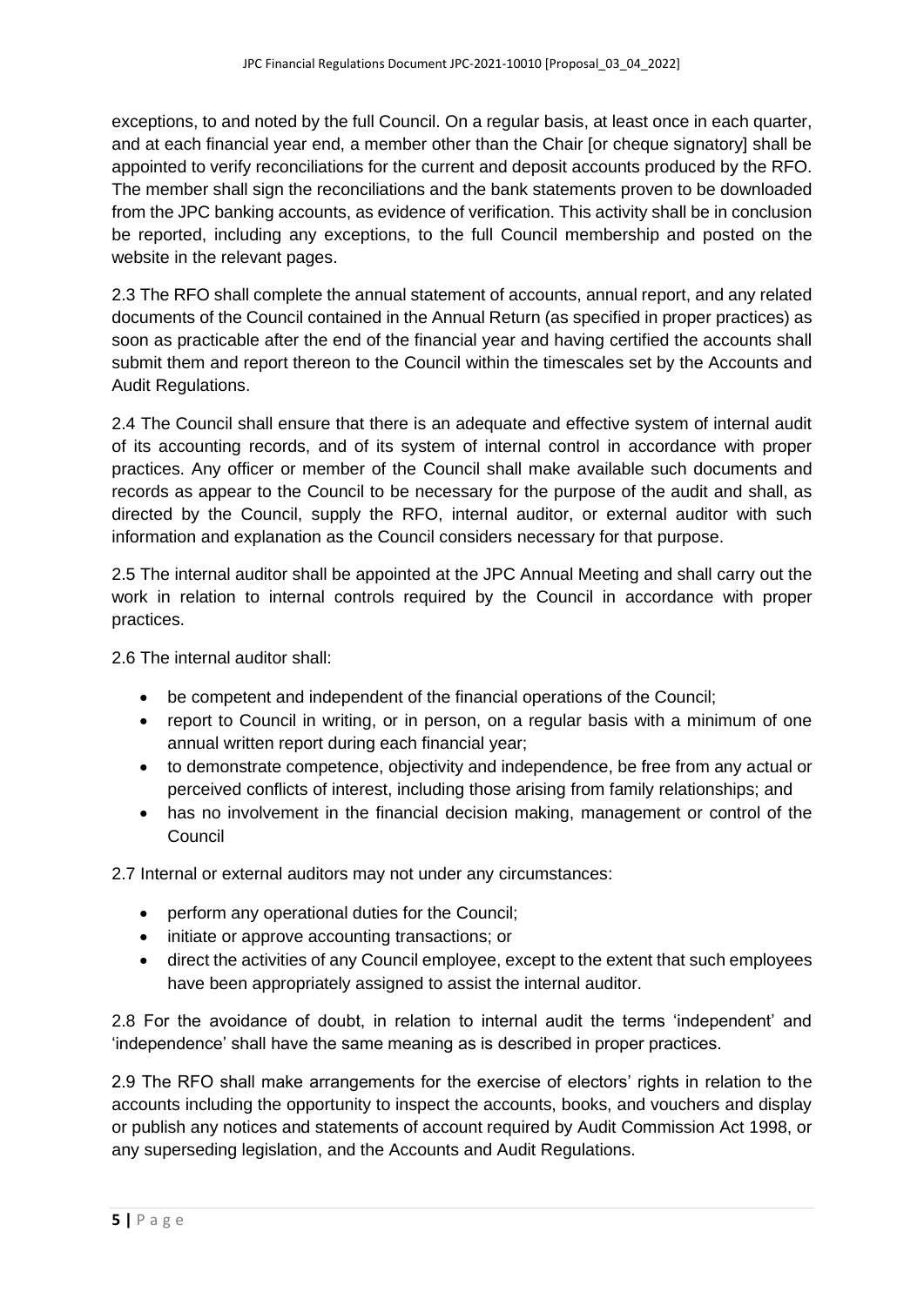exceptions, to and noted by the full Council. On a regular basis, at least once in each quarter, and at each financial year end, a member other than the Chair [or cheque signatory] shall be appointed to verify reconciliations for the current and deposit accounts produced by the RFO. The member shall sign the reconciliations and the bank statements proven to be downloaded from the JPC banking accounts, as evidence of verification. This activity shall be in conclusion be reported, including any exceptions, to the full Council membership and posted on the website in the relevant pages.

2.3 The RFO shall complete the annual statement of accounts, annual report, and any related documents of the Council contained in the Annual Return (as specified in proper practices) as soon as practicable after the end of the financial year and having certified the accounts shall submit them and report thereon to the Council within the timescales set by the Accounts and Audit Regulations.

2.4 The Council shall ensure that there is an adequate and effective system of internal audit of its accounting records, and of its system of internal control in accordance with proper practices. Any officer or member of the Council shall make available such documents and records as appear to the Council to be necessary for the purpose of the audit and shall, as directed by the Council, supply the RFO, internal auditor, or external auditor with such information and explanation as the Council considers necessary for that purpose.

2.5 The internal auditor shall be appointed at the JPC Annual Meeting and shall carry out the work in relation to internal controls required by the Council in accordance with proper practices.

2.6 The internal auditor shall:

- be competent and independent of the financial operations of the Council;
- report to Council in writing, or in person, on a regular basis with a minimum of one annual written report during each financial year;
- to demonstrate competence, objectivity and independence, be free from any actual or perceived conflicts of interest, including those arising from family relationships; and
- has no involvement in the financial decision making, management or control of the Council

2.7 Internal or external auditors may not under any circumstances:

- perform any operational duties for the Council;
- initiate or approve accounting transactions; or
- direct the activities of any Council employee, except to the extent that such employees have been appropriately assigned to assist the internal auditor.

2.8 For the avoidance of doubt, in relation to internal audit the terms 'independent' and 'independence' shall have the same meaning as is described in proper practices.

2.9 The RFO shall make arrangements for the exercise of electors' rights in relation to the accounts including the opportunity to inspect the accounts, books, and vouchers and display or publish any notices and statements of account required by Audit Commission Act 1998, or any superseding legislation, and the Accounts and Audit Regulations.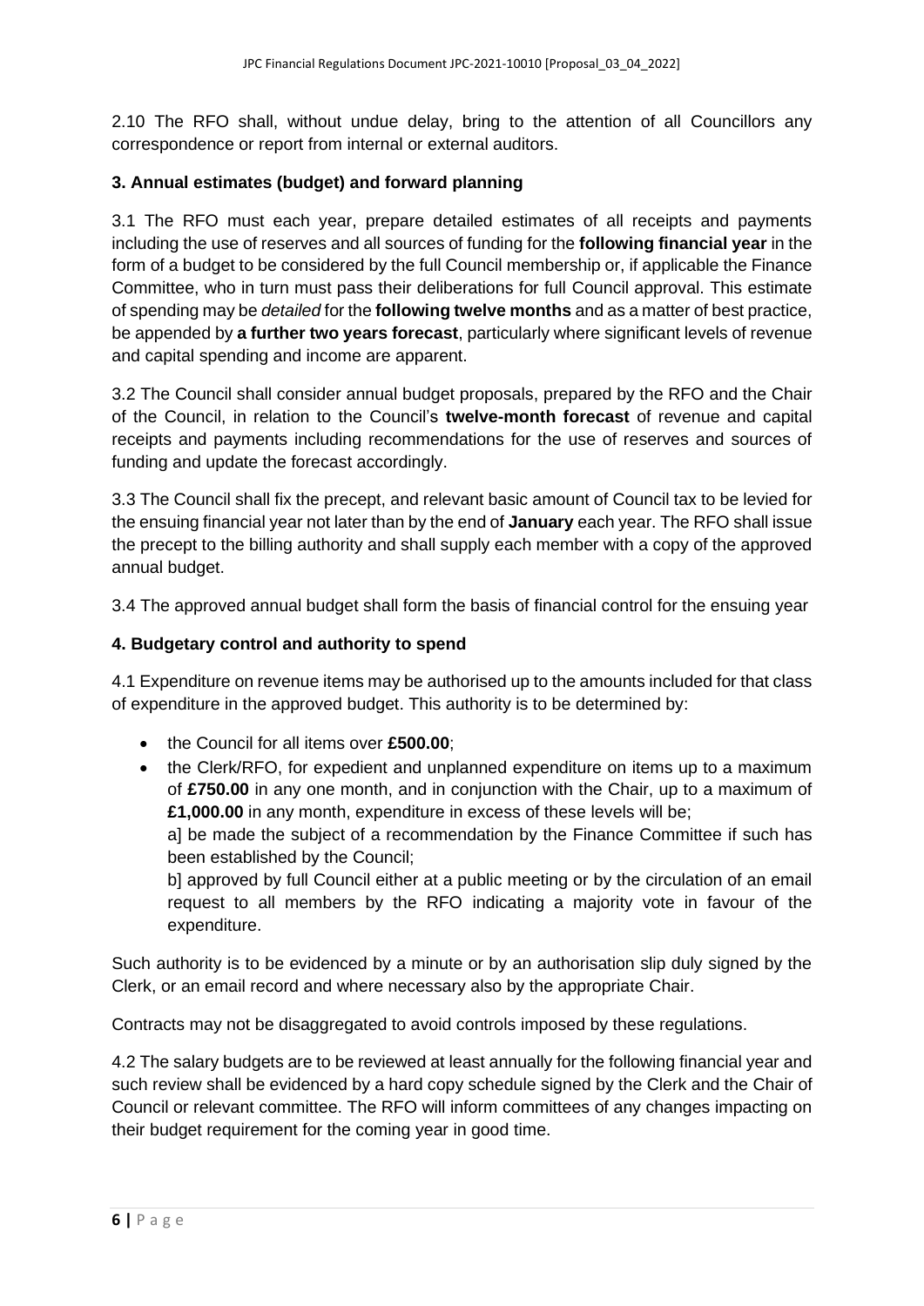2.10 The RFO shall, without undue delay, bring to the attention of all Councillors any correspondence or report from internal or external auditors.

### 3. Annual estimates (budget) and forward planning

3.1 The RFO must each year, prepare detailed estimates of all receipts and payments including the use of reserves and all sources of funding for the **following financial year** in the form of a budget to be considered by the full Council membership or, if applicable the Finance Committee, who in turn must pass their deliberations for full Council approval. This estimate of spending may be *detailed* for the **following twelve months** and as a matter of best practice, be appended by **a further two years forecast**, particularly where significant levels of revenue and capital spending and income are apparent.

3.2 The Council shall consider annual budget proposals, prepared by the RFO and the Chair of the Council, in relation to the Council's **twelve-month forecast** of revenue and capital receipts and payments including recommendations for the use of reserves and sources of funding and update the forecast accordingly.

3.3 The Council shall fix the precept, and relevant basic amount of Council tax to be levied for the ensuing financial year not later than by the end of **January** each year. The RFO shall issue the precept to the billing authority and shall supply each member with a copy of the approved annual budget.

3.4 The approved annual budget shall form the basis of financial control for the ensuing year

### 4. Budgetary control and authority to spend

4.1 Expenditure on revenue items may be authorised up to the amounts included for that class of expenditure in the approved budget. This authority is to be determined by:

- the Council for all items over **£500.00**;
- the Clerk/RFO, for expedient and unplanned expenditure on items up to a maximum of **£750.00** in any one month, and in conjunction with the Chair, up to a maximum of **£1,000.00** in any month, expenditure in excess of these levels will be;

  a] be made the subject of a recommendation by the Finance Committee if such has been established by the Council;

  b] approved by full Council either at a public meeting or by the circulation of an email request to all members by the RFO indicating a majority vote in favour of the expenditure.

Such authority is to be evidenced by a minute or by an authorisation slip duly signed by the Clerk, or an email record and where necessary also by the appropriate Chair.

Contracts may not be disaggregated to avoid controls imposed by these regulations.

4.2 The salary budgets are to be reviewed at least annually for the following financial year and such review shall be evidenced by a hard copy schedule signed by the Clerk and the Chair of Council or relevant committee. The RFO will inform committees of any changes impacting on their budget requirement for the coming year in good time.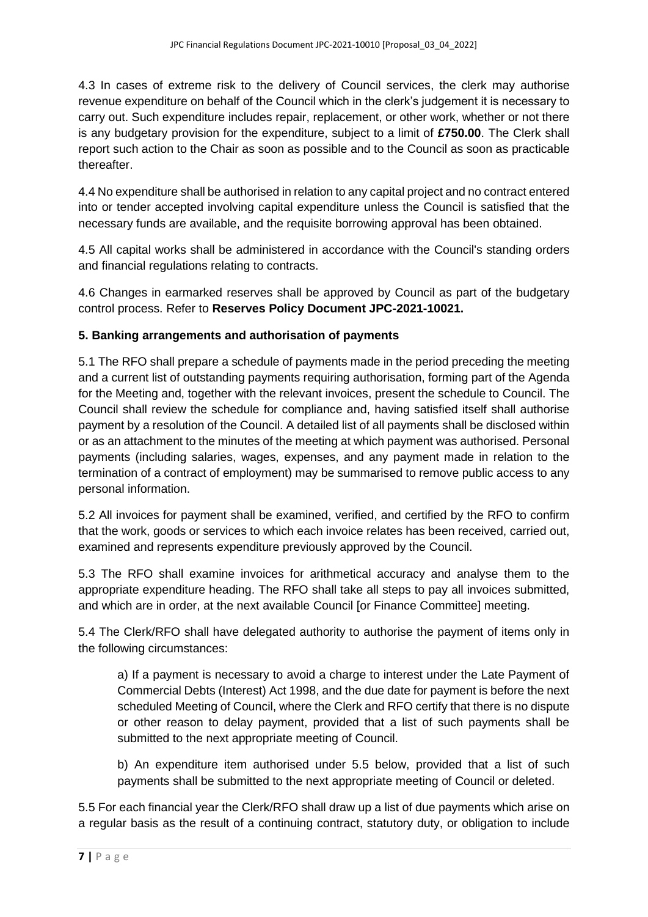4.3 In cases of extreme risk to the delivery of Council services, the clerk may authorise revenue expenditure on behalf of the Council which in the clerk's judgement it is necessary to carry out. Such expenditure includes repair, replacement, or other work, whether or not there is any budgetary provision for the expenditure, subject to a limit of **£750.00**. The Clerk shall report such action to the Chair as soon as possible and to the Council as soon as practicable thereafter.

4.4 No expenditure shall be authorised in relation to any capital project and no contract entered into or tender accepted involving capital expenditure unless the Council is satisfied that the necessary funds are available, and the requisite borrowing approval has been obtained.

4.5 All capital works shall be administered in accordance with the Council's standing orders and financial regulations relating to contracts.

4.6 Changes in earmarked reserves shall be approved by Council as part of the budgetary control process. Refer to **Reserves Policy Document JPC-2021-10021.**

## 5. Banking arrangements and authorisation of payments

5.1 The RFO shall prepare a schedule of payments made in the period preceding the meeting and a current list of outstanding payments requiring authorisation, forming part of the Agenda for the Meeting and, together with the relevant invoices, present the schedule to Council. The Council shall review the schedule for compliance and, having satisfied itself shall authorise payment by a resolution of the Council. A detailed list of all payments shall be disclosed within or as an attachment to the minutes of the meeting at which payment was authorised. Personal payments (including salaries, wages, expenses, and any payment made in relation to the termination of a contract of employment) may be summarised to remove public access to any personal information.

5.2 All invoices for payment shall be examined, verified, and certified by the RFO to confirm that the work, goods or services to which each invoice relates has been received, carried out, examined and represents expenditure previously approved by the Council.

5.3 The RFO shall examine invoices for arithmetical accuracy and analyse them to the appropriate expenditure heading. The RFO shall take all steps to pay all invoices submitted, and which are in order, at the next available Council [or Finance Committee] meeting.

5.4 The Clerk/RFO shall have delegated authority to authorise the payment of items only in the following circumstances:

> a) If a payment is necessary to avoid a charge to interest under the Late Payment of Commercial Debts (Interest) Act 1998, and the due date for payment is before the next scheduled Meeting of Council, where the Clerk and RFO certify that there is no dispute or other reason to delay payment, provided that a list of such payments shall be submitted to the next appropriate meeting of Council.
>
> b) An expenditure item authorised under 5.5 below, provided that a list of such payments shall be submitted to the next appropriate meeting of Council or deleted.

5.5 For each financial year the Clerk/RFO shall draw up a list of due payments which arise on a regular basis as the result of a continuing contract, statutory duty, or obligation to include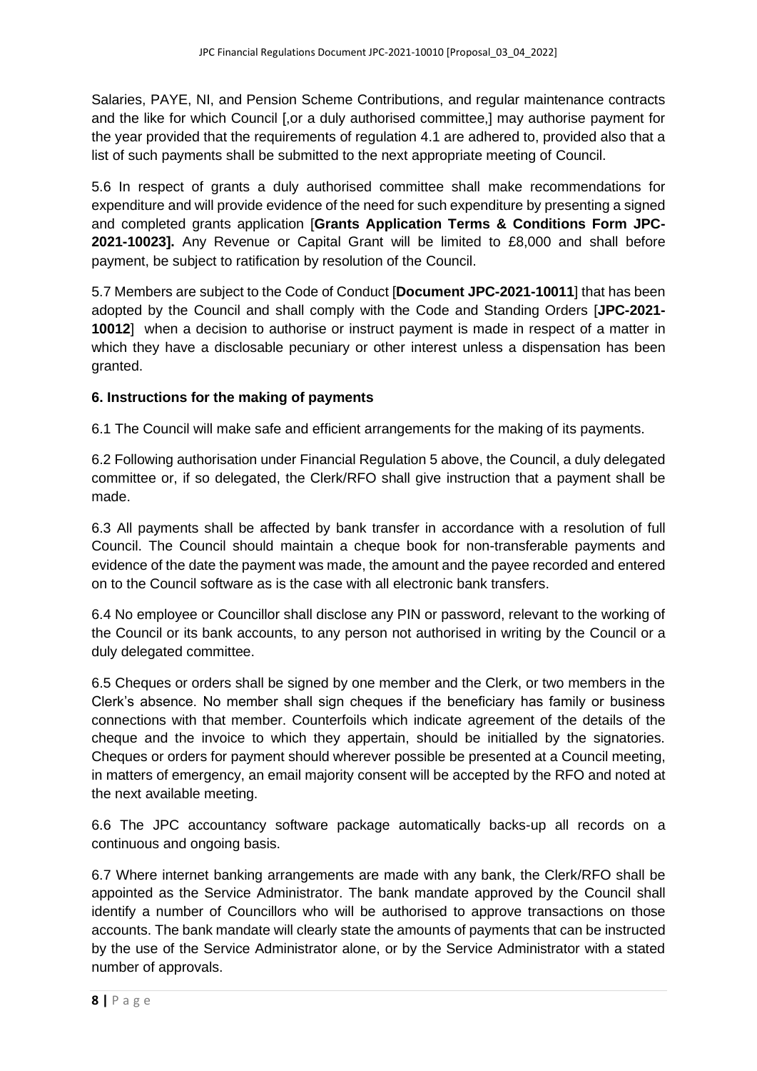Salaries, PAYE, NI, and Pension Scheme Contributions, and regular maintenance contracts and the like for which Council [,or a duly authorised committee,] may authorise payment for the year provided that the requirements of regulation 4.1 are adhered to, provided also that a list of such payments shall be submitted to the next appropriate meeting of Council.

5.6 In respect of grants a duly authorised committee shall make recommendations for expenditure and will provide evidence of the need for such expenditure by presenting a signed and completed grants application [**Grants Application Terms & Conditions Form JPC-2021-10023].** Any Revenue or Capital Grant will be limited to £8,000 and shall before payment, be subject to ratification by resolution of the Council.

5.7 Members are subject to the Code of Conduct [**Document JPC-2021-10011**] that has been adopted by the Council and shall comply with the Code and Standing Orders [**JPC-2021-10012**] when a decision to authorise or instruct payment is made in respect of a matter in which they have a disclosable pecuniary or other interest unless a dispensation has been granted.

### 6. Instructions for the making of payments

6.1 The Council will make safe and efficient arrangements for the making of its payments.

6.2 Following authorisation under Financial Regulation 5 above, the Council, a duly delegated committee or, if so delegated, the Clerk/RFO shall give instruction that a payment shall be made.

6.3 All payments shall be affected by bank transfer in accordance with a resolution of full Council. The Council should maintain a cheque book for non-transferable payments and evidence of the date the payment was made, the amount and the payee recorded and entered on to the Council software as is the case with all electronic bank transfers.

6.4 No employee or Councillor shall disclose any PIN or password, relevant to the working of the Council or its bank accounts, to any person not authorised in writing by the Council or a duly delegated committee.

6.5 Cheques or orders shall be signed by one member and the Clerk, or two members in the Clerk's absence. No member shall sign cheques if the beneficiary has family or business connections with that member. Counterfoils which indicate agreement of the details of the cheque and the invoice to which they appertain, should be initialled by the signatories. Cheques or orders for payment should wherever possible be presented at a Council meeting, in matters of emergency, an email majority consent will be accepted by the RFO and noted at the next available meeting.

6.6 The JPC accountancy software package automatically backs-up all records on a continuous and ongoing basis.

6.7 Where internet banking arrangements are made with any bank, the Clerk/RFO shall be appointed as the Service Administrator. The bank mandate approved by the Council shall identify a number of Councillors who will be authorised to approve transactions on those accounts. The bank mandate will clearly state the amounts of payments that can be instructed by the use of the Service Administrator alone, or by the Service Administrator with a stated number of approvals.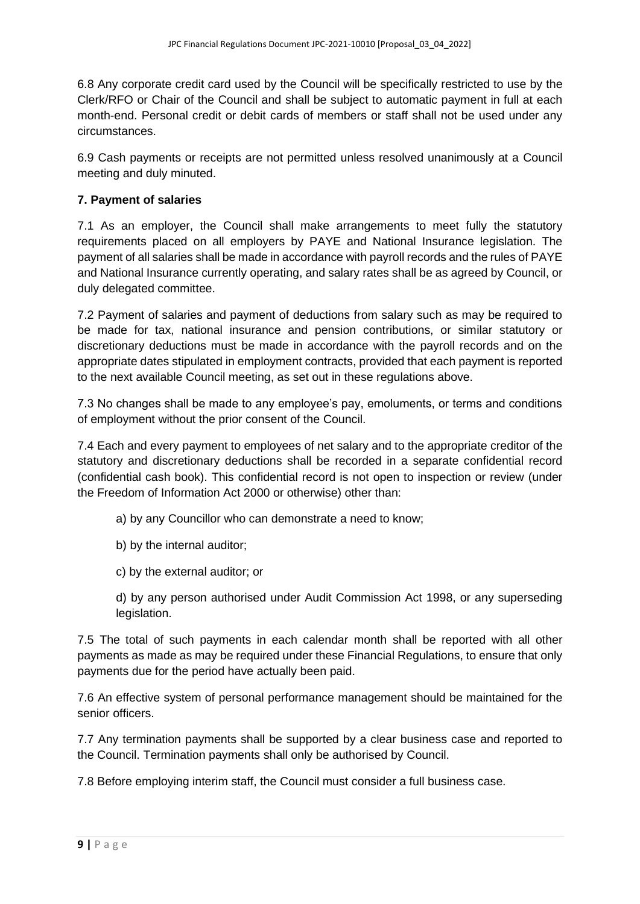6.8 Any corporate credit card used by the Council will be specifically restricted to use by the Clerk/RFO or Chair of the Council and shall be subject to automatic payment in full at each month-end. Personal credit or debit cards of members or staff shall not be used under any circumstances.

6.9 Cash payments or receipts are not permitted unless resolved unanimously at a Council meeting and duly minuted.

**7. Payment of salaries**

7.1 As an employer, the Council shall make arrangements to meet fully the statutory requirements placed on all employers by PAYE and National Insurance legislation. The payment of all salaries shall be made in accordance with payroll records and the rules of PAYE and National Insurance currently operating, and salary rates shall be as agreed by Council, or duly delegated committee.

7.2 Payment of salaries and payment of deductions from salary such as may be required to be made for tax, national insurance and pension contributions, or similar statutory or discretionary deductions must be made in accordance with the payroll records and on the appropriate dates stipulated in employment contracts, provided that each payment is reported to the next available Council meeting, as set out in these regulations above.

7.3 No changes shall be made to any employee's pay, emoluments, or terms and conditions of employment without the prior consent of the Council.

7.4 Each and every payment to employees of net salary and to the appropriate creditor of the statutory and discretionary deductions shall be recorded in a separate confidential record (confidential cash book). This confidential record is not open to inspection or review (under the Freedom of Information Act 2000 or otherwise) other than:

a) by any Councillor who can demonstrate a need to know;

b) by the internal auditor;

c) by the external auditor; or

d) by any person authorised under Audit Commission Act 1998, or any superseding legislation.

7.5 The total of such payments in each calendar month shall be reported with all other payments as made as may be required under these Financial Regulations, to ensure that only payments due for the period have actually been paid.

7.6 An effective system of personal performance management should be maintained for the senior officers.

7.7 Any termination payments shall be supported by a clear business case and reported to the Council. Termination payments shall only be authorised by Council.

7.8 Before employing interim staff, the Council must consider a full business case.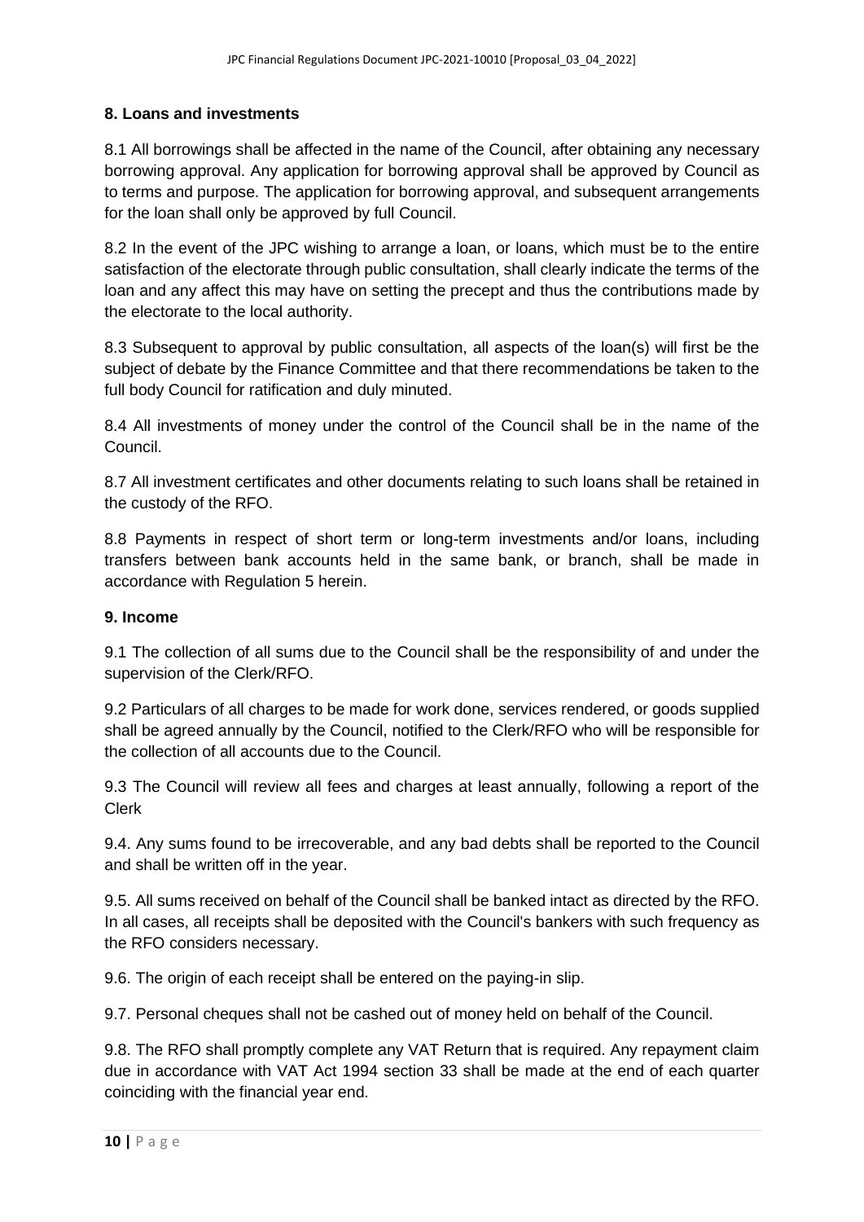### 8. Loans and investments

8.1 All borrowings shall be affected in the name of the Council, after obtaining any necessary borrowing approval. Any application for borrowing approval shall be approved by Council as to terms and purpose. The application for borrowing approval, and subsequent arrangements for the loan shall only be approved by full Council.

8.2 In the event of the JPC wishing to arrange a loan, or loans, which must be to the entire satisfaction of the electorate through public consultation, shall clearly indicate the terms of the loan and any affect this may have on setting the precept and thus the contributions made by the electorate to the local authority.

8.3 Subsequent to approval by public consultation, all aspects of the loan(s) will first be the subject of debate by the Finance Committee and that there recommendations be taken to the full body Council for ratification and duly minuted.

8.4 All investments of money under the control of the Council shall be in the name of the Council.

8.7 All investment certificates and other documents relating to such loans shall be retained in the custody of the RFO.

8.8 Payments in respect of short term or long-term investments and/or loans, including transfers between bank accounts held in the same bank, or branch, shall be made in accordance with Regulation 5 herein.

### 9. Income

9.1 The collection of all sums due to the Council shall be the responsibility of and under the supervision of the Clerk/RFO.

9.2 Particulars of all charges to be made for work done, services rendered, or goods supplied shall be agreed annually by the Council, notified to the Clerk/RFO who will be responsible for the collection of all accounts due to the Council.

9.3 The Council will review all fees and charges at least annually, following a report of the Clerk

9.4. Any sums found to be irrecoverable, and any bad debts shall be reported to the Council and shall be written off in the year.

9.5. All sums received on behalf of the Council shall be banked intact as directed by the RFO. In all cases, all receipts shall be deposited with the Council's bankers with such frequency as the RFO considers necessary.

9.6. The origin of each receipt shall be entered on the paying-in slip.

9.7. Personal cheques shall not be cashed out of money held on behalf of the Council.

9.8. The RFO shall promptly complete any VAT Return that is required. Any repayment claim due in accordance with VAT Act 1994 section 33 shall be made at the end of each quarter coinciding with the financial year end.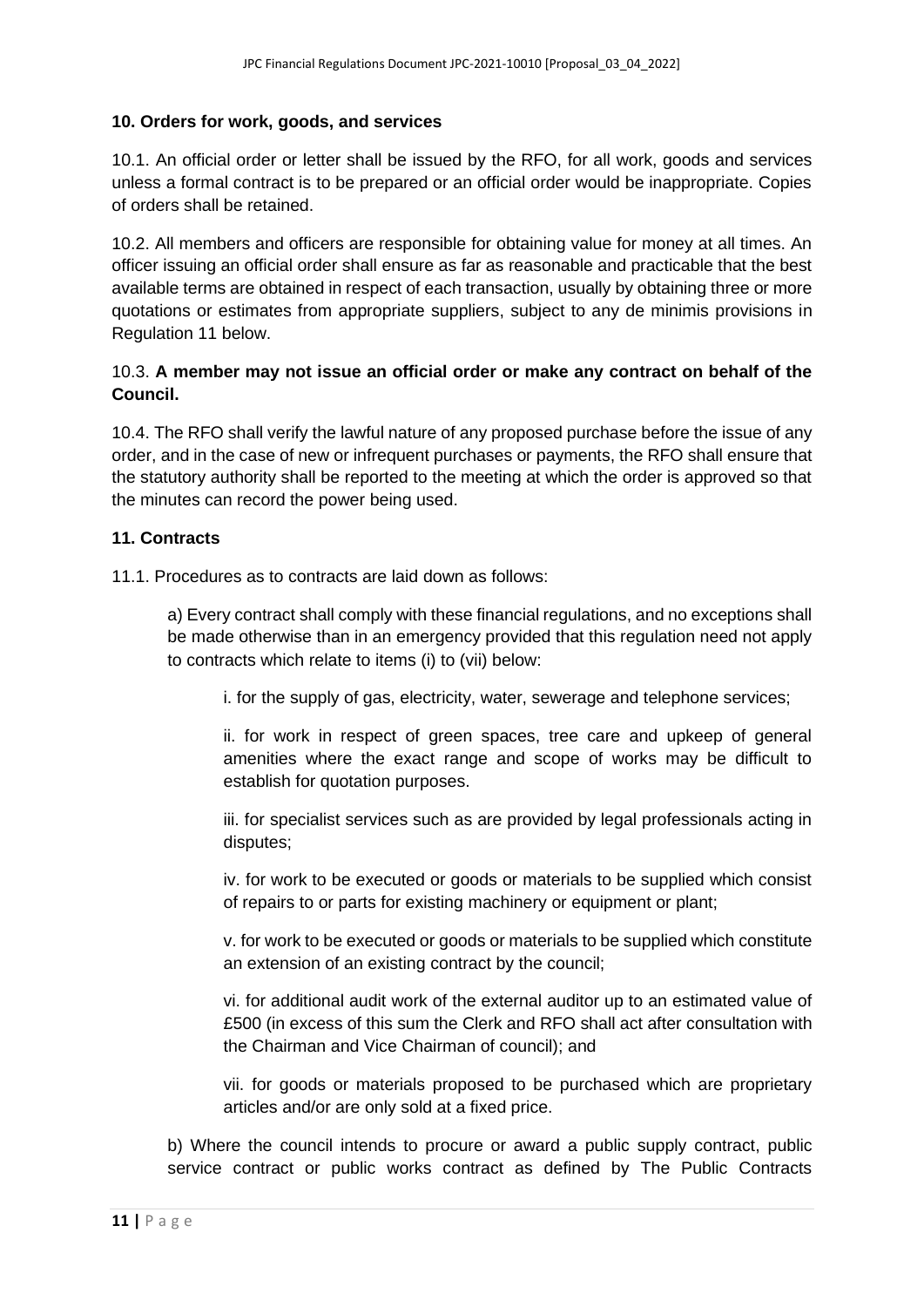### 10. Orders for work, goods, and services

10.1. An official order or letter shall be issued by the RFO, for all work, goods and services unless a formal contract is to be prepared or an official order would be inappropriate. Copies of orders shall be retained.

10.2. All members and officers are responsible for obtaining value for money at all times. An officer issuing an official order shall ensure as far as reasonable and practicable that the best available terms are obtained in respect of each transaction, usually by obtaining three or more quotations or estimates from appropriate suppliers, subject to any de minimis provisions in Regulation 11 below.

10.3. **A member may not issue an official order or make any contract on behalf of the Council.**

10.4. The RFO shall verify the lawful nature of any proposed purchase before the issue of any order, and in the case of new or infrequent purchases or payments, the RFO shall ensure that the statutory authority shall be reported to the meeting at which the order is approved so that the minutes can record the power being used.

### 11. Contracts

11.1. Procedures as to contracts are laid down as follows:

a) Every contract shall comply with these financial regulations, and no exceptions shall be made otherwise than in an emergency provided that this regulation need not apply to contracts which relate to items (i) to (vii) below:

i. for the supply of gas, electricity, water, sewerage and telephone services;

ii. for work in respect of green spaces, tree care and upkeep of general amenities where the exact range and scope of works may be difficult to establish for quotation purposes.

iii. for specialist services such as are provided by legal professionals acting in disputes;

iv. for work to be executed or goods or materials to be supplied which consist of repairs to or parts for existing machinery or equipment or plant;

v. for work to be executed or goods or materials to be supplied which constitute an extension of an existing contract by the council;

vi. for additional audit work of the external auditor up to an estimated value of £500 (in excess of this sum the Clerk and RFO shall act after consultation with the Chairman and Vice Chairman of council); and

vii. for goods or materials proposed to be purchased which are proprietary articles and/or are only sold at a fixed price.

b) Where the council intends to procure or award a public supply contract, public service contract or public works contract as defined by The Public Contracts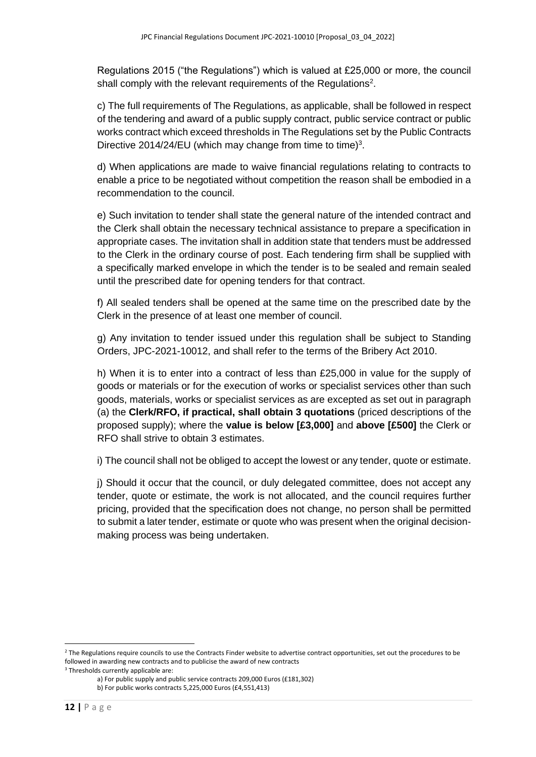Regulations 2015 ("the Regulations") which is valued at £25,000 or more, the council shall comply with the relevant requirements of the Regulations[2].

c) The full requirements of The Regulations, as applicable, shall be followed in respect of the tendering and award of a public supply contract, public service contract or public works contract which exceed thresholds in The Regulations set by the Public Contracts Directive 2014/24/EU (which may change from time to time)[3].

d) When applications are made to waive financial regulations relating to contracts to enable a price to be negotiated without competition the reason shall be embodied in a recommendation to the council.

e) Such invitation to tender shall state the general nature of the intended contract and the Clerk shall obtain the necessary technical assistance to prepare a specification in appropriate cases. The invitation shall in addition state that tenders must be addressed to the Clerk in the ordinary course of post. Each tendering firm shall be supplied with a specifically marked envelope in which the tender is to be sealed and remain sealed until the prescribed date for opening tenders for that contract.

f) All sealed tenders shall be opened at the same time on the prescribed date by the Clerk in the presence of at least one member of council.

g) Any invitation to tender issued under this regulation shall be subject to Standing Orders, JPC-2021-10012, and shall refer to the terms of the Bribery Act 2010.

h) When it is to enter into a contract of less than £25,000 in value for the supply of goods or materials or for the execution of works or specialist services other than such goods, materials, works or specialist services as are excepted as set out in paragraph (a) the **Clerk/RFO, if practical, shall obtain 3 quotations** (priced descriptions of the proposed supply); where the **value is below [£3,000]** and **above [£500]** the Clerk or RFO shall strive to obtain 3 estimates.

i) The council shall not be obliged to accept the lowest or any tender, quote or estimate.

j) Should it occur that the council, or duly delegated committee, does not accept any tender, quote or estimate, the work is not allocated, and the council requires further pricing, provided that the specification does not change, no person shall be permitted to submit a later tender, estimate or quote who was present when the original decision-making process was being undertaken.

---

[2] The Regulations require councils to use the Contracts Finder website to advertise contract opportunities, set out the procedures to be followed in awarding new contracts and to publicise the award of new contracts

[3] Thresholds currently applicable are:

a) For public supply and public service contracts 209,000 Euros (£181,302)

b) For public works contracts 5,225,000 Euros (£4,551,413)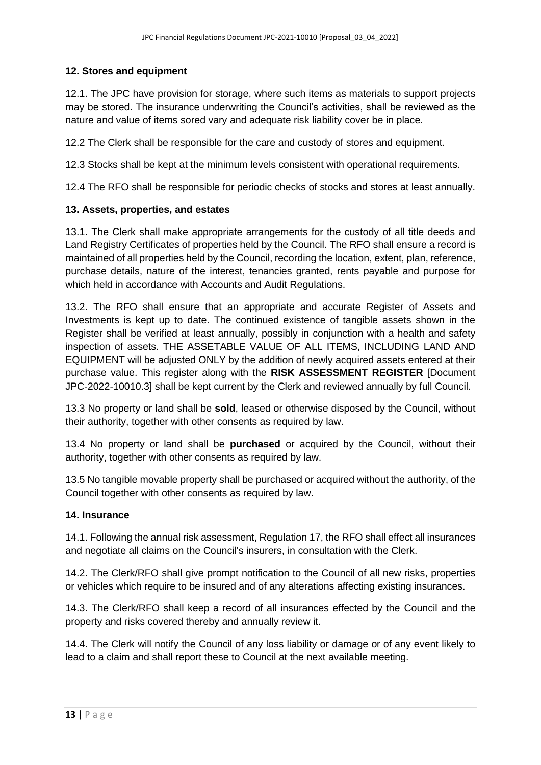## 12. Stores and equipment

12.1. The JPC have provision for storage, where such items as materials to support projects may be stored. The insurance underwriting the Council's activities, shall be reviewed as the nature and value of items sored vary and adequate risk liability cover be in place.

12.2 The Clerk shall be responsible for the care and custody of stores and equipment.

12.3 Stocks shall be kept at the minimum levels consistent with operational requirements.

12.4 The RFO shall be responsible for periodic checks of stocks and stores at least annually.

## 13. Assets, properties, and estates

13.1. The Clerk shall make appropriate arrangements for the custody of all title deeds and Land Registry Certificates of properties held by the Council. The RFO shall ensure a record is maintained of all properties held by the Council, recording the location, extent, plan, reference, purchase details, nature of the interest, tenancies granted, rents payable and purpose for which held in accordance with Accounts and Audit Regulations.

13.2. The RFO shall ensure that an appropriate and accurate Register of Assets and Investments is kept up to date. The continued existence of tangible assets shown in the Register shall be verified at least annually, possibly in conjunction with a health and safety inspection of assets. THE ASSETABLE VALUE OF ALL ITEMS, INCLUDING LAND AND EQUIPMENT will be adjusted ONLY by the addition of newly acquired assets entered at their purchase value. This register along with the **RISK ASSESSMENT REGISTER** [Document JPC-2022-10010.3] shall be kept current by the Clerk and reviewed annually by full Council.

13.3 No property or land shall be **sold**, leased or otherwise disposed by the Council, without their authority, together with other consents as required by law.

13.4 No property or land shall be **purchased** or acquired by the Council, without their authority, together with other consents as required by law.

13.5 No tangible movable property shall be purchased or acquired without the authority, of the Council together with other consents as required by law.

## 14. Insurance

14.1. Following the annual risk assessment, Regulation 17, the RFO shall effect all insurances and negotiate all claims on the Council's insurers, in consultation with the Clerk.

14.2. The Clerk/RFO shall give prompt notification to the Council of all new risks, properties or vehicles which require to be insured and of any alterations affecting existing insurances.

14.3. The Clerk/RFO shall keep a record of all insurances effected by the Council and the property and risks covered thereby and annually review it.

14.4. The Clerk will notify the Council of any loss liability or damage or of any event likely to lead to a claim and shall report these to Council at the next available meeting.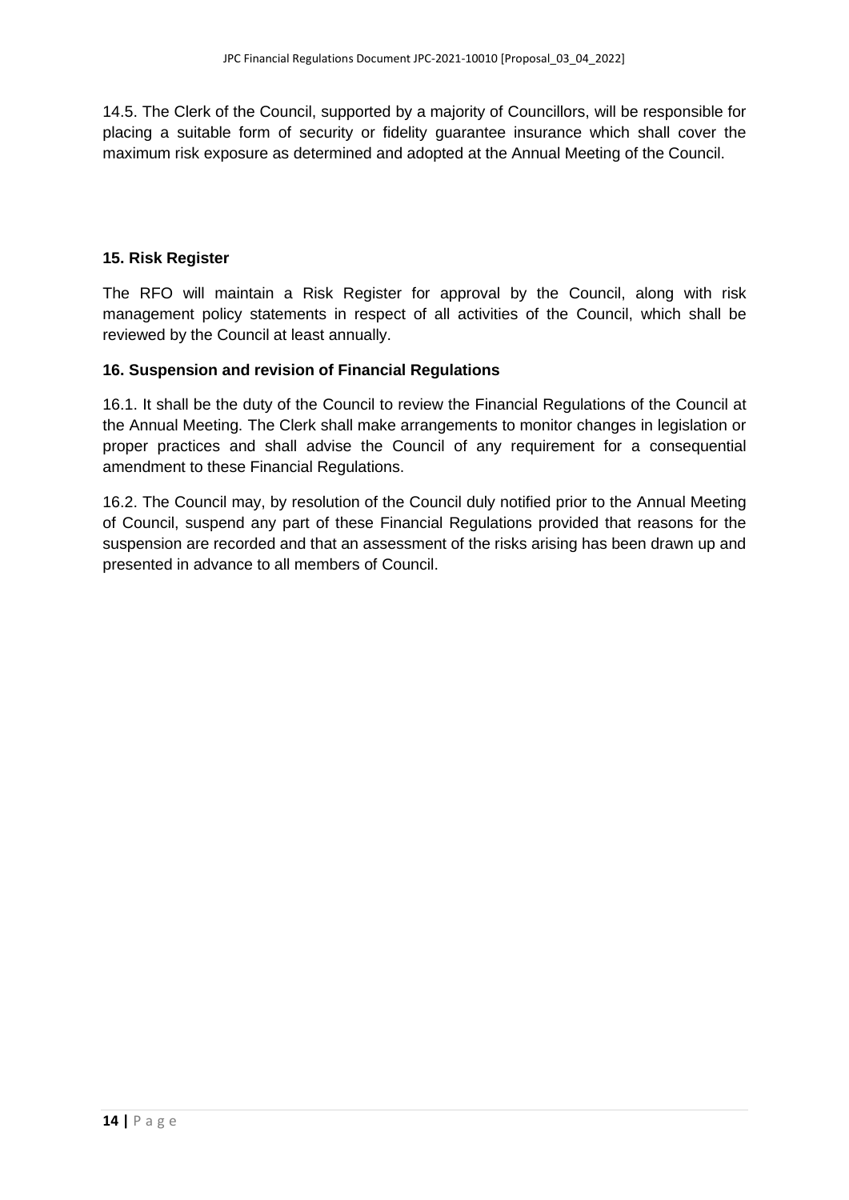14.5. The Clerk of the Council, supported by a majority of Councillors, will be responsible for placing a suitable form of security or fidelity guarantee insurance which shall cover the maximum risk exposure as determined and adopted at the Annual Meeting of the Council.

## 15. Risk Register

The RFO will maintain a Risk Register for approval by the Council, along with risk management policy statements in respect of all activities of the Council, which shall be reviewed by the Council at least annually.

## 16. Suspension and revision of Financial Regulations

16.1. It shall be the duty of the Council to review the Financial Regulations of the Council at the Annual Meeting. The Clerk shall make arrangements to monitor changes in legislation or proper practices and shall advise the Council of any requirement for a consequential amendment to these Financial Regulations.

16.2. The Council may, by resolution of the Council duly notified prior to the Annual Meeting of Council, suspend any part of these Financial Regulations provided that reasons for the suspension are recorded and that an assessment of the risks arising has been drawn up and presented in advance to all members of Council.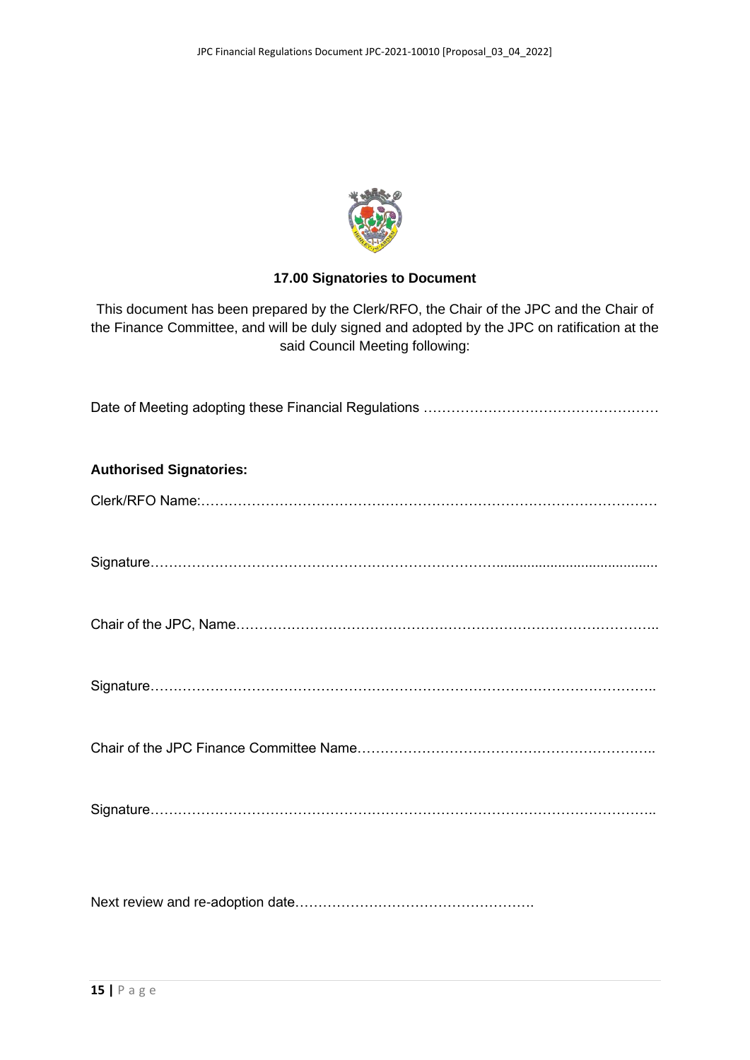### 17.00 Signatories to Document

This document has been prepared by the Clerk/RFO, the Chair of the JPC and the Chair of the Finance Committee, and will be duly signed and adopted by the JPC on ratification at the said Council Meeting following:

Date of Meeting adopting these Financial Regulations …………………………………………

**Authorised Signatories:**

Clerk/RFO Name:………………………………………………………………………………………

Signature………………………………………………………………………………………………

Chair of the JPC, Name…………………………………………………………………………………..

Signature………………………………………………………………………………………………..

Chair of the JPC Finance Committee Name……………………………………………………..

Signature………………………………………………………………………………………………..

Next review and re-adoption date……………………………………………